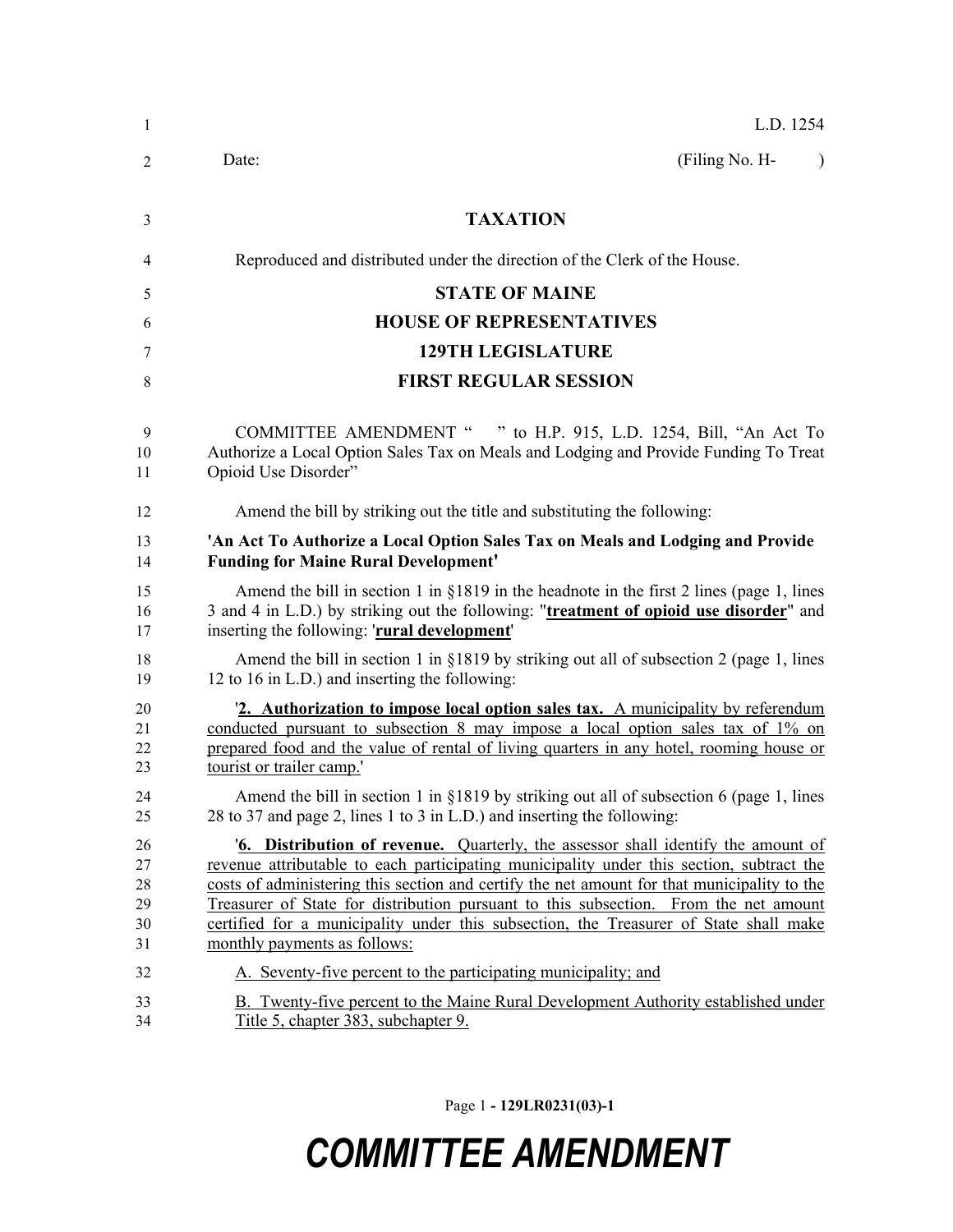L.D. 1254

Date: (Filing No. H- )

**TAXATION**

Reproduced and distributed under the direction of the Clerk of the House.

**STATE OF MAINE**

**HOUSE OF REPRESENTATIVES**

**129TH LEGISLATURE**

**FIRST REGULAR SESSION**

COMMITTEE AMENDMENT " " to H.P. 915, L.D. 1254, Bill, "An Act To Authorize a Local Option Sales Tax on Meals and Lodging and Provide Funding To Treat Opioid Use Disorder"

Amend the bill by striking out the title and substituting the following:

**'An Act To Authorize a Local Option Sales Tax on Meals and Lodging and Provide Funding for Maine Rural Development'**

Amend the bill in section 1 in §1819 in the headnote in the first 2 lines (page 1, lines 3 and 4 in L.D.) by striking out the following: "**treatment of opioid use disorder**" and inserting the following: '**rural development**'

Amend the bill in section 1 in §1819 by striking out all of subsection 2 (page 1, lines 12 to 16 in L.D.) and inserting the following:

'**2. Authorization to impose local option sales tax.** A municipality by referendum conducted pursuant to subsection 8 may impose a local option sales tax of 1% on prepared food and the value of rental of living quarters in any hotel, rooming house or tourist or trailer camp.'

Amend the bill in section 1 in §1819 by striking out all of subsection 6 (page 1, lines 28 to 37 and page 2, lines 1 to 3 in L.D.) and inserting the following:

'**6. Distribution of revenue.** Quarterly, the assessor shall identify the amount of revenue attributable to each participating municipality under this section, subtract the costs of administering this section and certify the net amount for that municipality to the Treasurer of State for distribution pursuant to this subsection. From the net amount certified for a municipality under this subsection, the Treasurer of State shall make monthly payments as follows:

A. Seventy-five percent to the participating municipality; and

B. Twenty-five percent to the Maine Rural Development Authority established under Title 5, chapter 383, subchapter 9.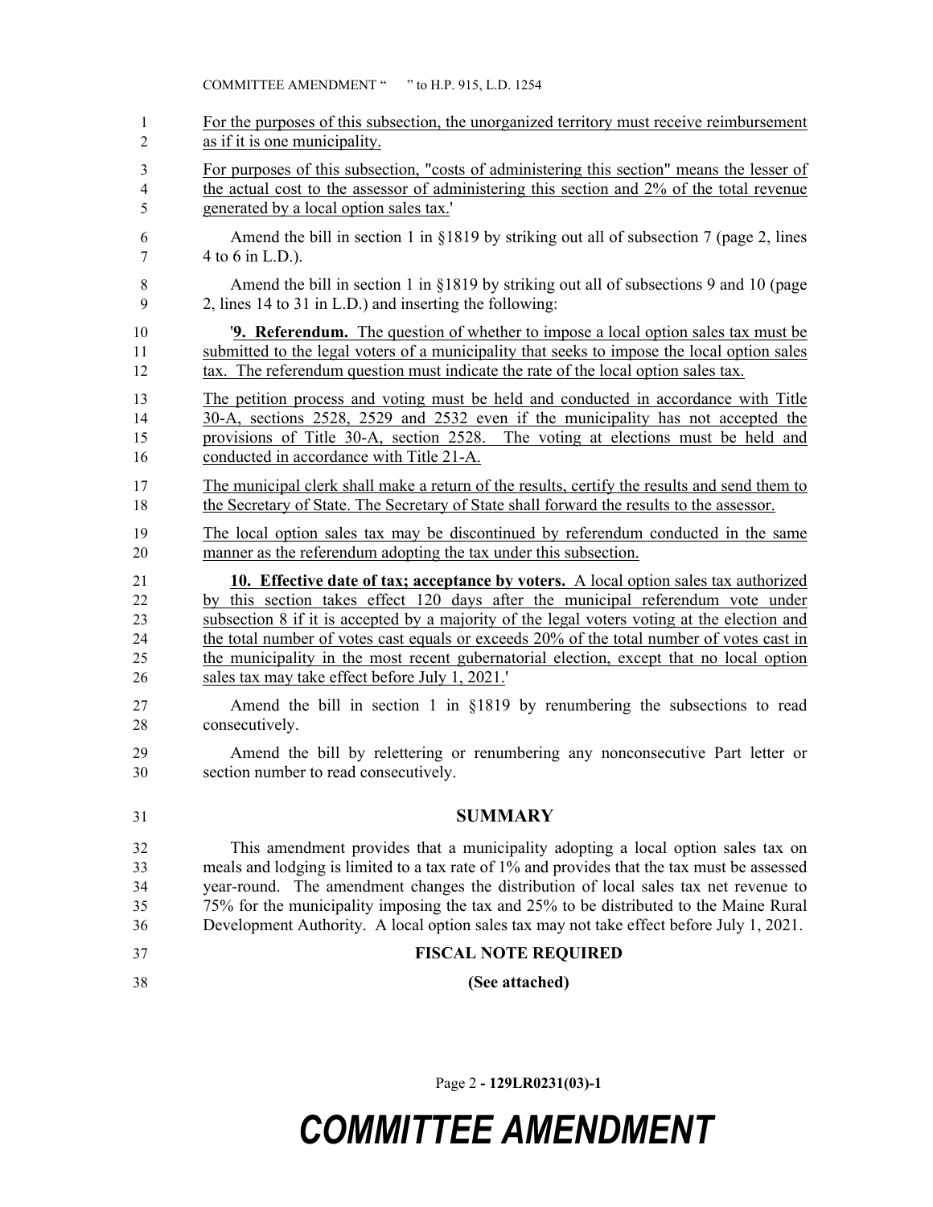For the purposes of this subsection, the unorganized territory must receive reimbursement as if it is one municipality.

For purposes of this subsection, "costs of administering this section" means the lesser of the actual cost to the assessor of administering this section and 2% of the total revenue generated by a local option sales tax.'

Amend the bill in section 1 in §1819 by striking out all of subsection 7 (page 2, lines 4 to 6 in L.D.).

Amend the bill in section 1 in §1819 by striking out all of subsections 9 and 10 (page 2, lines 14 to 31 in L.D.) and inserting the following:

'**9. Referendum.** The question of whether to impose a local option sales tax must be submitted to the legal voters of a municipality that seeks to impose the local option sales tax. The referendum question must indicate the rate of the local option sales tax.

The petition process and voting must be held and conducted in accordance with Title 30-A, sections 2528, 2529 and 2532 even if the municipality has not accepted the provisions of Title 30-A, section 2528. The voting at elections must be held and conducted in accordance with Title 21-A.

The municipal clerk shall make a return of the results, certify the results and send them to the Secretary of State. The Secretary of State shall forward the results to the assessor.

The local option sales tax may be discontinued by referendum conducted in the same manner as the referendum adopting the tax under this subsection.

**10. Effective date of tax; acceptance by voters.** A local option sales tax authorized by this section takes effect 120 days after the municipal referendum vote under subsection 8 if it is accepted by a majority of the legal voters voting at the election and the total number of votes cast equals or exceeds 20% of the total number of votes cast in the municipality in the most recent gubernatorial election, except that no local option sales tax may take effect before July 1, 2021.'

Amend the bill in section 1 in §1819 by renumbering the subsections to read consecutively.

Amend the bill by relettering or renumbering any nonconsecutive Part letter or section number to read consecutively.

## SUMMARY

This amendment provides that a municipality adopting a local option sales tax on meals and lodging is limited to a tax rate of 1% and provides that the tax must be assessed year-round. The amendment changes the distribution of local sales tax net revenue to 75% for the municipality imposing the tax and 25% to be distributed to the Maine Rural Development Authority. A local option sales tax may not take effect before July 1, 2021.

**FISCAL NOTE REQUIRED**

**(See attached)**